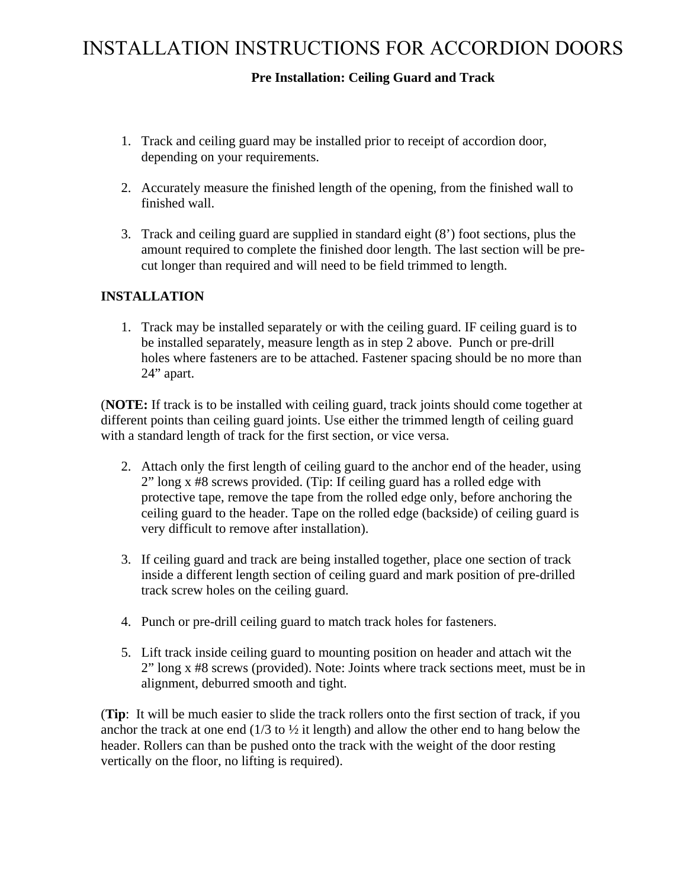# INSTALLATION INSTRUCTIONS FOR ACCORDION DOORS

**Pre Installation: Ceiling Guard and Track**

1. Track and ceiling guard may be installed prior to receipt of accordion door, depending on your requirements.

2. Accurately measure the finished length of the opening, from the finished wall to finished wall.

3. Track and ceiling guard are supplied in standard eight (8') foot sections, plus the amount required to complete the finished door length. The last section will be pre-cut longer than required and will need to be field trimmed to length.

**INSTALLATION**

1. Track may be installed separately or with the ceiling guard. IF ceiling guard is to be installed separately, measure length as in step 2 above. Punch or pre-drill holes where fasteners are to be attached. Fastener spacing should be no more than 24" apart.

(**NOTE:** If track is to be installed with ceiling guard, track joints should come together at different points than ceiling guard joints. Use either the trimmed length of ceiling guard with a standard length of track for the first section, or vice versa.

2. Attach only the first length of ceiling guard to the anchor end of the header, using 2" long x #8 screws provided. (Tip: If ceiling guard has a rolled edge with protective tape, remove the tape from the rolled edge only, before anchoring the ceiling guard to the header. Tape on the rolled edge (backside) of ceiling guard is very difficult to remove after installation).

3. If ceiling guard and track are being installed together, place one section of track inside a different length section of ceiling guard and mark position of pre-drilled track screw holes on the ceiling guard.

4. Punch or pre-drill ceiling guard to match track holes for fasteners.

5. Lift track inside ceiling guard to mounting position on header and attach wit the 2" long x #8 screws (provided). Note: Joints where track sections meet, must be in alignment, deburred smooth and tight.

(**Tip**: It will be much easier to slide the track rollers onto the first section of track, if you anchor the track at one end (1/3 to ½ it length) and allow the other end to hang below the header. Rollers can than be pushed onto the track with the weight of the door resting vertically on the floor, no lifting is required).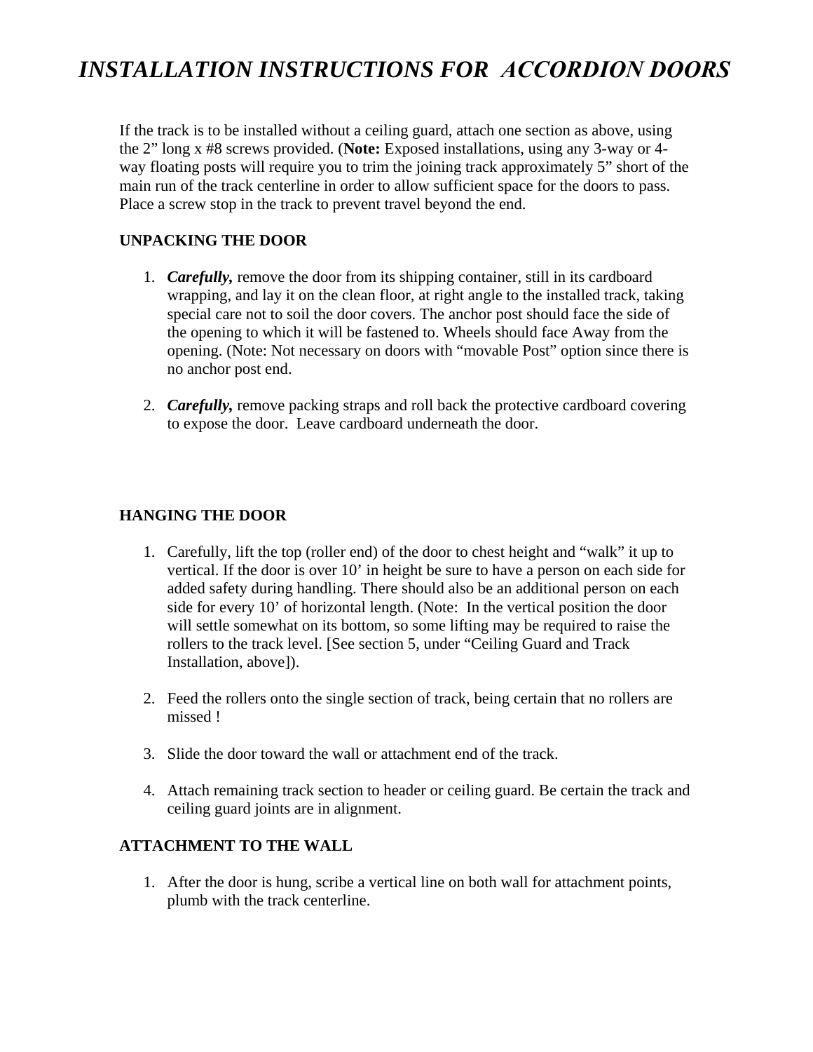# INSTALLATION INSTRUCTIONS FOR ACCORDION DOORS

If the track is to be installed without a ceiling guard, attach one section as above, using the 2" long x #8 screws provided. (**Note:** Exposed installations, using any 3-way or 4-way floating posts will require you to trim the joining track approximately 5" short of the main run of the track centerline in order to allow sufficient space for the doors to pass. Place a screw stop in the track to prevent travel beyond the end.

**UNPACKING THE DOOR**

1. ***Carefully,*** remove the door from its shipping container, still in its cardboard wrapping, and lay it on the clean floor, at right angle to the installed track, taking special care not to soil the door covers. The anchor post should face the side of the opening to which it will be fastened to. Wheels should face Away from the opening. (Note: Not necessary on doors with "movable Post" option since there is no anchor post end.

2. ***Carefully,*** remove packing straps and roll back the protective cardboard covering to expose the door. Leave cardboard underneath the door.

**HANGING THE DOOR**

1. Carefully, lift the top (roller end) of the door to chest height and "walk" it up to vertical. If the door is over 10' in height be sure to have a person on each side for added safety during handling. There should also be an additional person on each side for every 10' of horizontal length. (Note: In the vertical position the door will settle somewhat on its bottom, so some lifting may be required to raise the rollers to the track level. [See section 5, under "Ceiling Guard and Track Installation, above]).

2. Feed the rollers onto the single section of track, being certain that no rollers are missed !

3. Slide the door toward the wall or attachment end of the track.

4. Attach remaining track section to header or ceiling guard. Be certain the track and ceiling guard joints are in alignment.

**ATTACHMENT TO THE WALL**

1. After the door is hung, scribe a vertical line on both wall for attachment points, plumb with the track centerline.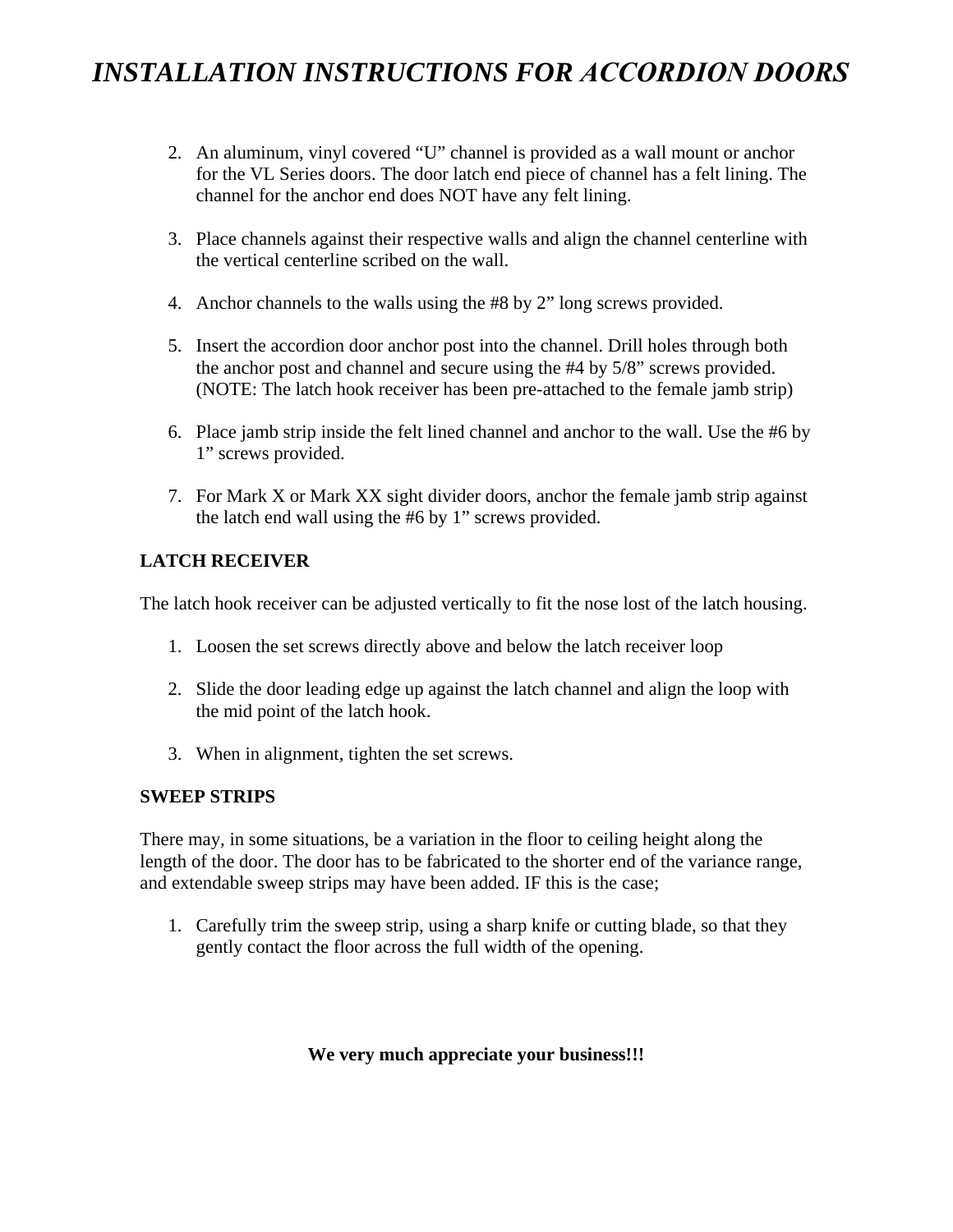# *INSTALLATION INSTRUCTIONS FOR ACCORDION DOORS*

2. An aluminum, vinyl covered "U" channel is provided as a wall mount or anchor for the VL Series doors. The door latch end piece of channel has a felt lining. The channel for the anchor end does NOT have any felt lining.

3. Place channels against their respective walls and align the channel centerline with the vertical centerline scribed on the wall.

4. Anchor channels to the walls using the #8 by 2" long screws provided.

5. Insert the accordion door anchor post into the channel. Drill holes through both the anchor post and channel and secure using the #4 by 5/8" screws provided. (NOTE: The latch hook receiver has been pre-attached to the female jamb strip)

6. Place jamb strip inside the felt lined channel and anchor to the wall. Use the #6 by 1" screws provided.

7. For Mark X or Mark XX sight divider doors, anchor the female jamb strip against the latch end wall using the #6 by 1" screws provided.

**LATCH RECEIVER**

The latch hook receiver can be adjusted vertically to fit the nose lost of the latch housing.

1. Loosen the set screws directly above and below the latch receiver loop

2. Slide the door leading edge up against the latch channel and align the loop with the mid point of the latch hook.

3. When in alignment, tighten the set screws.

**SWEEP STRIPS**

There may, in some situations, be a variation in the floor to ceiling height along the length of the door. The door has to be fabricated to the shorter end of the variance range, and extendable sweep strips may have been added. IF this is the case;

1. Carefully trim the sweep strip, using a sharp knife or cutting blade, so that they gently contact the floor across the full width of the opening.

**We very much appreciate your business!!!**